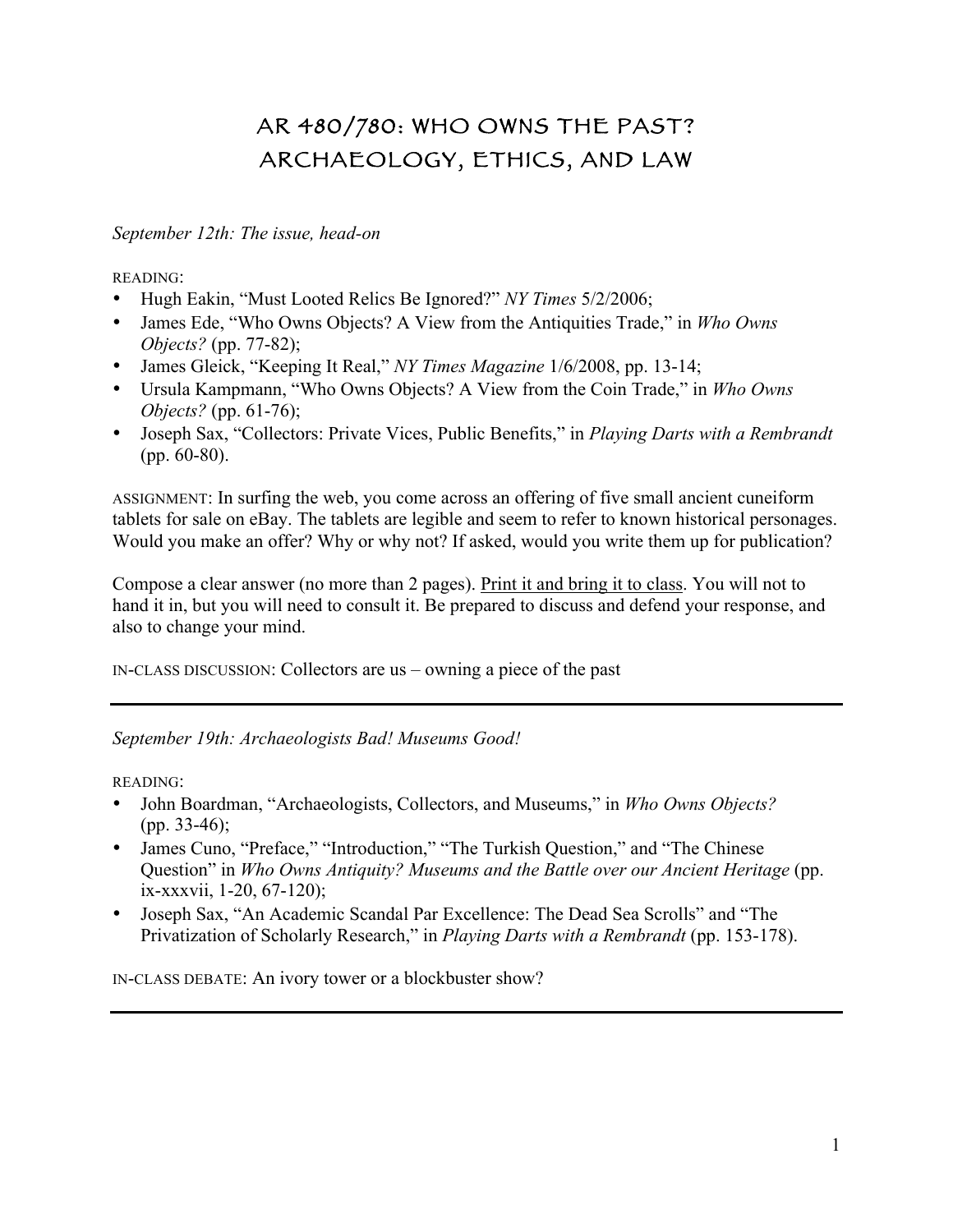# AR 480/780: WHO OWNS THE PAST? ARCHAEOLOGY, ETHICS, AND LAW

*September 12th: The issue, head-on*

READING:

- Hugh Eakin, "Must Looted Relics Be Ignored?" *NY Times* 5/2/2006;
- James Ede, "Who Owns Objects? A View from the Antiquities Trade," in *Who Owns Objects?* (pp. 77-82);
- James Gleick, "Keeping It Real," *NY Times Magazine* 1/6/2008, pp. 13-14;
- Ursula Kampmann, "Who Owns Objects? A View from the Coin Trade," in *Who Owns Objects?* (pp. 61-76);
- Joseph Sax, "Collectors: Private Vices, Public Benefits," in *Playing Darts with a Rembrandt* (pp. 60-80).

ASSIGNMENT: In surfing the web, you come across an offering of five small ancient cuneiform tablets for sale on eBay. The tablets are legible and seem to refer to known historical personages. Would you make an offer? Why or why not? If asked, would you write them up for publication?

Compose a clear answer (no more than 2 pages). Print it and bring it to class. You will not to hand it in, but you will need to consult it. Be prepared to discuss and defend your response, and also to change your mind.

IN-CLASS DISCUSSION: Collectors are us – owning a piece of the past

---

*September 19th: Archaeologists Bad! Museums Good!*

READING:

- John Boardman, "Archaeologists, Collectors, and Museums," in *Who Owns Objects?* (pp. 33-46);
- James Cuno, "Preface," "Introduction," "The Turkish Question," and "The Chinese Question" in *Who Owns Antiquity? Museums and the Battle over our Ancient Heritage* (pp. ix-xxxvii, 1-20, 67-120);
- Joseph Sax, "An Academic Scandal Par Excellence: The Dead Sea Scrolls" and "The Privatization of Scholarly Research," in *Playing Darts with a Rembrandt* (pp. 153-178).

IN-CLASS DEBATE: An ivory tower or a blockbuster show?

---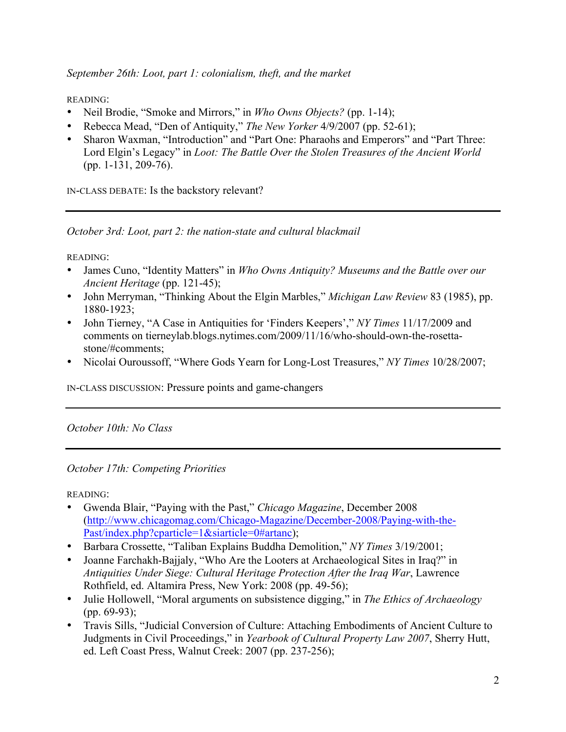*September 26th: Loot, part 1: colonialism, theft, and the market*

READING:

- Neil Brodie, “Smoke and Mirrors,” in *Who Owns Objects?* (pp. 1-14);
- Rebecca Mead, “Den of Antiquity,” *The New Yorker* 4/9/2007 (pp. 52-61);
- Sharon Waxman, “Introduction” and “Part One: Pharaohs and Emperors” and “Part Three: Lord Elgin’s Legacy” in *Loot: The Battle Over the Stolen Treasures of the Ancient World* (pp. 1-131, 209-76).

IN-CLASS DEBATE: Is the backstory relevant?

---

*October 3rd: Loot, part 2: the nation-state and cultural blackmail*

READING:

- James Cuno, “Identity Matters” in *Who Owns Antiquity? Museums and the Battle over our Ancient Heritage* (pp. 121-45);
- John Merryman, “Thinking About the Elgin Marbles,” *Michigan Law Review* 83 (1985), pp. 1880-1923;
- John Tierney, “A Case in Antiquities for ‘Finders Keepers’,” *NY Times* 11/17/2009 and comments on tierneylab.blogs.nytimes.com/2009/11/16/who-should-own-the-rosetta-stone/#comments;
- Nicolai Ouroussoff, “Where Gods Yearn for Long-Lost Treasures,” *NY Times* 10/28/2007;

IN-CLASS DISCUSSION: Pressure points and game-changers

---

*October 10th: No Class*

---

*October 17th: Competing Priorities*

READING:

- Gwenda Blair, “Paying with the Past,” *Chicago Magazine*, December 2008 (http://www.chicagomag.com/Chicago-Magazine/December-2008/Paying-with-the-Past/index.php?cparticle=1&siarticle=0#artanc);
- Barbara Crossette, “Taliban Explains Buddha Demolition,” *NY Times* 3/19/2001;
- Joanne Farchakh-Bajjaly, “Who Are the Looters at Archaeological Sites in Iraq?” in *Antiquities Under Siege: Cultural Heritage Protection After the Iraq War*, Lawrence Rothfield, ed. Altamira Press, New York: 2008 (pp. 49-56);
- Julie Hollowell, “Moral arguments on subsistence digging,” in *The Ethics of Archaeology* (pp. 69-93);
- Travis Sills, “Judicial Conversion of Culture: Attaching Embodiments of Ancient Culture to Judgments in Civil Proceedings,” in *Yearbook of Cultural Property Law 2007*, Sherry Hutt, ed. Left Coast Press, Walnut Creek: 2007 (pp. 237-256);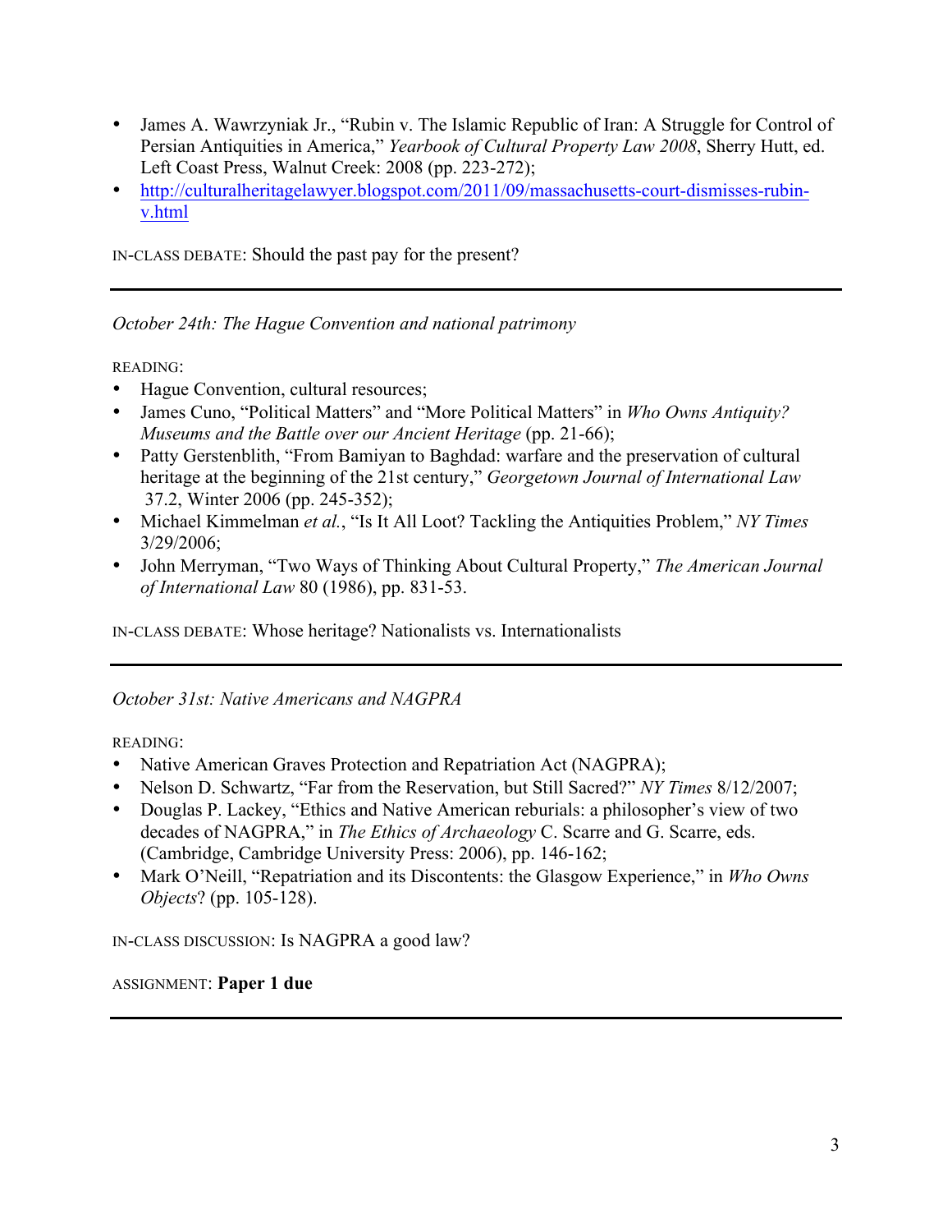- James A. Wawrzyniak Jr., "Rubin v. The Islamic Republic of Iran: A Struggle for Control of Persian Antiquities in America," *Yearbook of Cultural Property Law 2008*, Sherry Hutt, ed. Left Coast Press, Walnut Creek: 2008 (pp. 223-272);
- http://culturalheritagelawyer.blogspot.com/2011/09/massachusetts-court-dismisses-rubin-v.html

IN-CLASS DEBATE: Should the past pay for the present?

---

*October 24th: The Hague Convention and national patrimony*

READING:

- Hague Convention, cultural resources;
- James Cuno, "Political Matters" and "More Political Matters" in *Who Owns Antiquity? Museums and the Battle over our Ancient Heritage* (pp. 21-66);
- Patty Gerstenblith, "From Bamiyan to Baghdad: warfare and the preservation of cultural heritage at the beginning of the 21st century," *Georgetown Journal of International Law* 37.2, Winter 2006 (pp. 245-352);
- Michael Kimmelman *et al.*, "Is It All Loot? Tackling the Antiquities Problem," *NY Times* 3/29/2006;
- John Merryman, "Two Ways of Thinking About Cultural Property," *The American Journal of International Law* 80 (1986), pp. 831-53.

IN-CLASS DEBATE: Whose heritage? Nationalists vs. Internationalists

---

*October 31st: Native Americans and NAGPRA*

READING:

- Native American Graves Protection and Repatriation Act (NAGPRA);
- Nelson D. Schwartz, "Far from the Reservation, but Still Sacred?" *NY Times* 8/12/2007;
- Douglas P. Lackey, "Ethics and Native American reburials: a philosopher's view of two decades of NAGPRA," in *The Ethics of Archaeology* C. Scarre and G. Scarre, eds. (Cambridge, Cambridge University Press: 2006), pp. 146-162;
- Mark O'Neill, "Repatriation and its Discontents: the Glasgow Experience," in *Who Owns Objects*? (pp. 105-128).

IN-CLASS DISCUSSION: Is NAGPRA a good law?

ASSIGNMENT: **Paper 1 due**

---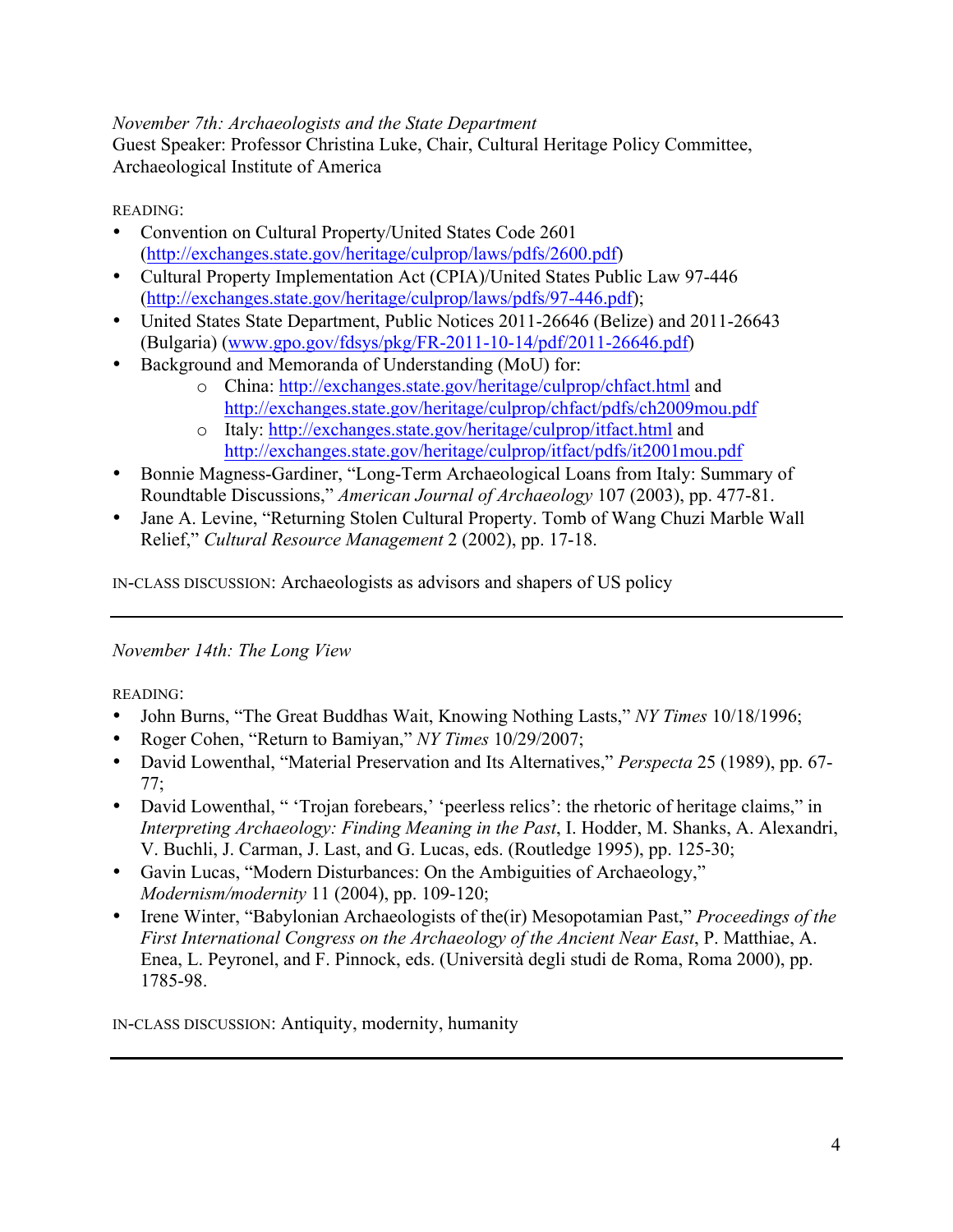*November 7th: Archaeologists and the State Department*
Guest Speaker: Professor Christina Luke, Chair, Cultural Heritage Policy Committee, Archaeological Institute of America

READING:

- Convention on Cultural Property/United States Code 2601 (http://exchanges.state.gov/heritage/culprop/laws/pdfs/2600.pdf)
- Cultural Property Implementation Act (CPIA)/United States Public Law 97-446 (http://exchanges.state.gov/heritage/culprop/laws/pdfs/97-446.pdf);
- United States State Department, Public Notices 2011-26646 (Belize) and 2011-26643 (Bulgaria) (www.gpo.gov/fdsys/pkg/FR-2011-10-14/pdf/2011-26646.pdf)
- Background and Memoranda of Understanding (MoU) for:
    - China: http://exchanges.state.gov/heritage/culprop/chfact.html and http://exchanges.state.gov/heritage/culprop/chfact/pdfs/ch2009mou.pdf
    - Italy: http://exchanges.state.gov/heritage/culprop/itfact.html and http://exchanges.state.gov/heritage/culprop/itfact/pdfs/it2001mou.pdf
- Bonnie Magness-Gardiner, "Long-Term Archaeological Loans from Italy: Summary of Roundtable Discussions," *American Journal of Archaeology* 107 (2003), pp. 477-81.
- Jane A. Levine, "Returning Stolen Cultural Property. Tomb of Wang Chuzi Marble Wall Relief," *Cultural Resource Management* 2 (2002), pp. 17-18.

IN-CLASS DISCUSSION: Archaeologists as advisors and shapers of US policy

---

*November 14th: The Long View*

READING:

- John Burns, "The Great Buddhas Wait, Knowing Nothing Lasts," *NY Times* 10/18/1996;
- Roger Cohen, "Return to Bamiyan," *NY Times* 10/29/2007;
- David Lowenthal, "Material Preservation and Its Alternatives," *Perspecta* 25 (1989), pp. 67-77;
- David Lowenthal, " 'Trojan forebears,' 'peerless relics': the rhetoric of heritage claims," in *Interpreting Archaeology: Finding Meaning in the Past*, I. Hodder, M. Shanks, A. Alexandri, V. Buchli, J. Carman, J. Last, and G. Lucas, eds. (Routledge 1995), pp. 125-30;
- Gavin Lucas, "Modern Disturbances: On the Ambiguities of Archaeology," *Modernism/modernity* 11 (2004), pp. 109-120;
- Irene Winter, "Babylonian Archaeologists of the(ir) Mesopotamian Past," *Proceedings of the First International Congress on the Archaeology of the Ancient Near East*, P. Matthiae, A. Enea, L. Peyronel, and F. Pinnock, eds. (Università degli studi de Roma, Roma 2000), pp. 1785-98.

IN-CLASS DISCUSSION: Antiquity, modernity, humanity

---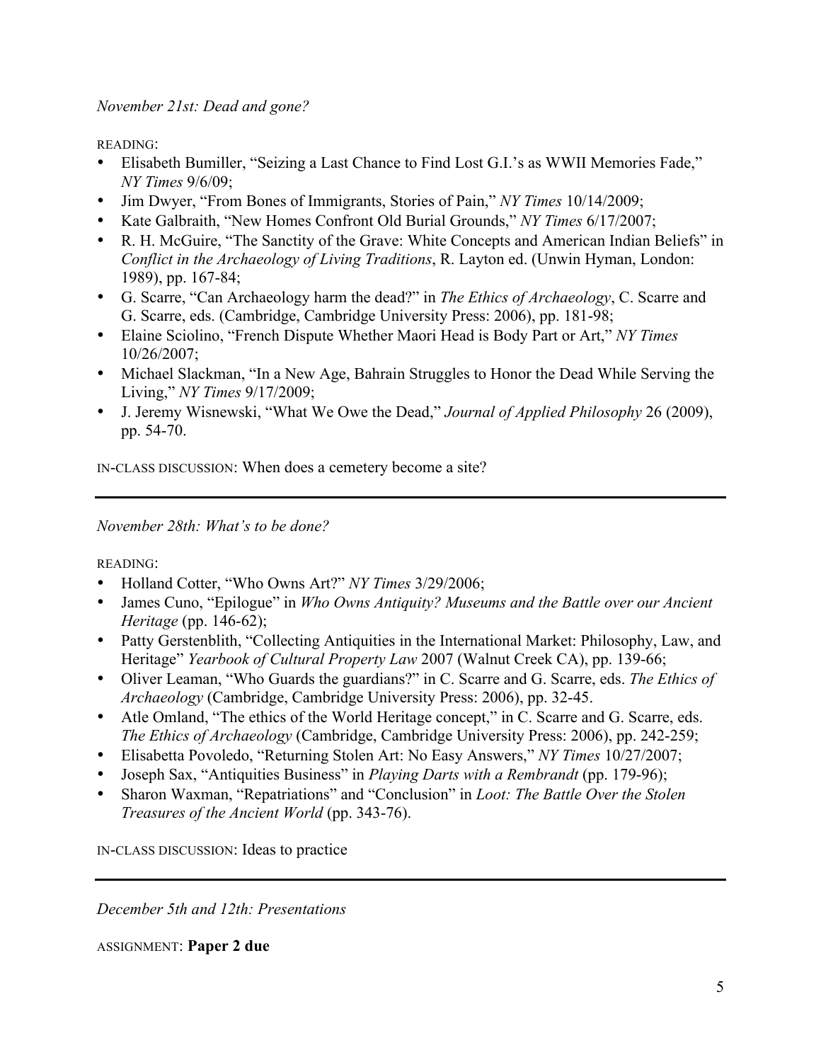*November 21st: Dead and gone?*

READING:

- Elisabeth Bumiller, "Seizing a Last Chance to Find Lost G.I.'s as WWII Memories Fade," *NY Times* 9/6/09;
- Jim Dwyer, "From Bones of Immigrants, Stories of Pain," *NY Times* 10/14/2009;
- Kate Galbraith, "New Homes Confront Old Burial Grounds," *NY Times* 6/17/2007;
- R. H. McGuire, "The Sanctity of the Grave: White Concepts and American Indian Beliefs" in *Conflict in the Archaeology of Living Traditions*, R. Layton ed. (Unwin Hyman, London: 1989), pp. 167-84;
- G. Scarre, "Can Archaeology harm the dead?" in *The Ethics of Archaeology*, C. Scarre and G. Scarre, eds. (Cambridge, Cambridge University Press: 2006), pp. 181-98;
- Elaine Sciolino, "French Dispute Whether Maori Head is Body Part or Art," *NY Times* 10/26/2007;
- Michael Slackman, "In a New Age, Bahrain Struggles to Honor the Dead While Serving the Living," *NY Times* 9/17/2009;
- J. Jeremy Wisnewski, "What We Owe the Dead," *Journal of Applied Philosophy* 26 (2009), pp. 54-70.

IN-CLASS DISCUSSION: When does a cemetery become a site?

---

*November 28th: What's to be done?*

READING:

- Holland Cotter, "Who Owns Art?" *NY Times* 3/29/2006;
- James Cuno, "Epilogue" in *Who Owns Antiquity? Museums and the Battle over our Ancient Heritage* (pp. 146-62);
- Patty Gerstenblith, "Collecting Antiquities in the International Market: Philosophy, Law, and Heritage" *Yearbook of Cultural Property Law* 2007 (Walnut Creek CA), pp. 139-66;
- Oliver Leaman, "Who Guards the guardians?" in C. Scarre and G. Scarre, eds. *The Ethics of Archaeology* (Cambridge, Cambridge University Press: 2006), pp. 32-45.
- Atle Omland, "The ethics of the World Heritage concept," in C. Scarre and G. Scarre, eds. *The Ethics of Archaeology* (Cambridge, Cambridge University Press: 2006), pp. 242-259;
- Elisabetta Povoledo, "Returning Stolen Art: No Easy Answers," *NY Times* 10/27/2007;
- Joseph Sax, "Antiquities Business" in *Playing Darts with a Rembrandt* (pp. 179-96);
- Sharon Waxman, "Repatriations" and "Conclusion" in *Loot: The Battle Over the Stolen Treasures of the Ancient World* (pp. 343-76).

IN-CLASS DISCUSSION: Ideas to practice

---

*December 5th and 12th: Presentations*

ASSIGNMENT: **Paper 2 due**